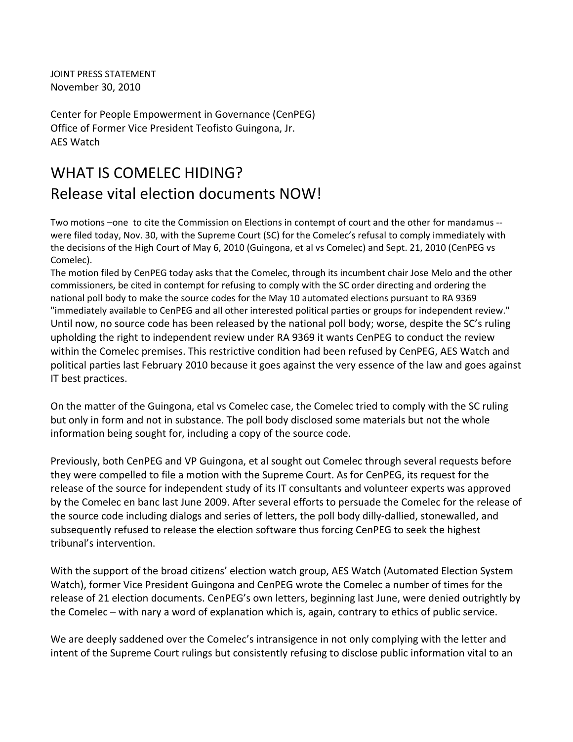JOINT PRESS STATEMENT
November 30, 2010

Center for People Empowerment in Governance (CenPEG)
Office of Former Vice President Teofisto Guingona, Jr.
AES Watch

# WHAT IS COMELEC HIDING?
# Release vital election documents NOW!

Two motions –one to cite the Commission on Elections in contempt of court and the other for mandamus -- were filed today, Nov. 30, with the Supreme Court (SC) for the Comelec's refusal to comply immediately with the decisions of the High Court of May 6, 2010 (Guingona, et al vs Comelec) and Sept. 21, 2010 (CenPEG vs Comelec).

The motion filed by CenPEG today asks that the Comelec, through its incumbent chair Jose Melo and the other commissioners, be cited in contempt for refusing to comply with the SC order directing and ordering the national poll body to make the source codes for the May 10 automated elections pursuant to RA 9369 "immediately available to CenPEG and all other interested political parties or groups for independent review." Until now, no source code has been released by the national poll body; worse, despite the SC's ruling upholding the right to independent review under RA 9369 it wants CenPEG to conduct the review within the Comelec premises. This restrictive condition had been refused by CenPEG, AES Watch and political parties last February 2010 because it goes against the very essence of the law and goes against IT best practices.

On the matter of the Guingona, etal vs Comelec case, the Comelec tried to comply with the SC ruling but only in form and not in substance. The poll body disclosed some materials but not the whole information being sought for, including a copy of the source code.

Previously, both CenPEG and VP Guingona, et al sought out Comelec through several requests before they were compelled to file a motion with the Supreme Court. As for CenPEG, its request for the release of the source for independent study of its IT consultants and volunteer experts was approved by the Comelec en banc last June 2009. After several efforts to persuade the Comelec for the release of the source code including dialogs and series of letters, the poll body dilly-dallied, stonewalled, and subsequently refused to release the election software thus forcing CenPEG to seek the highest tribunal's intervention.

With the support of the broad citizens' election watch group, AES Watch (Automated Election System Watch), former Vice President Guingona and CenPEG wrote the Comelec a number of times for the release of 21 election documents. CenPEG's own letters, beginning last June, were denied outrightly by the Comelec – with nary a word of explanation which is, again, contrary to ethics of public service.

We are deeply saddened over the Comelec's intransigence in not only complying with the letter and intent of the Supreme Court rulings but consistently refusing to disclose public information vital to an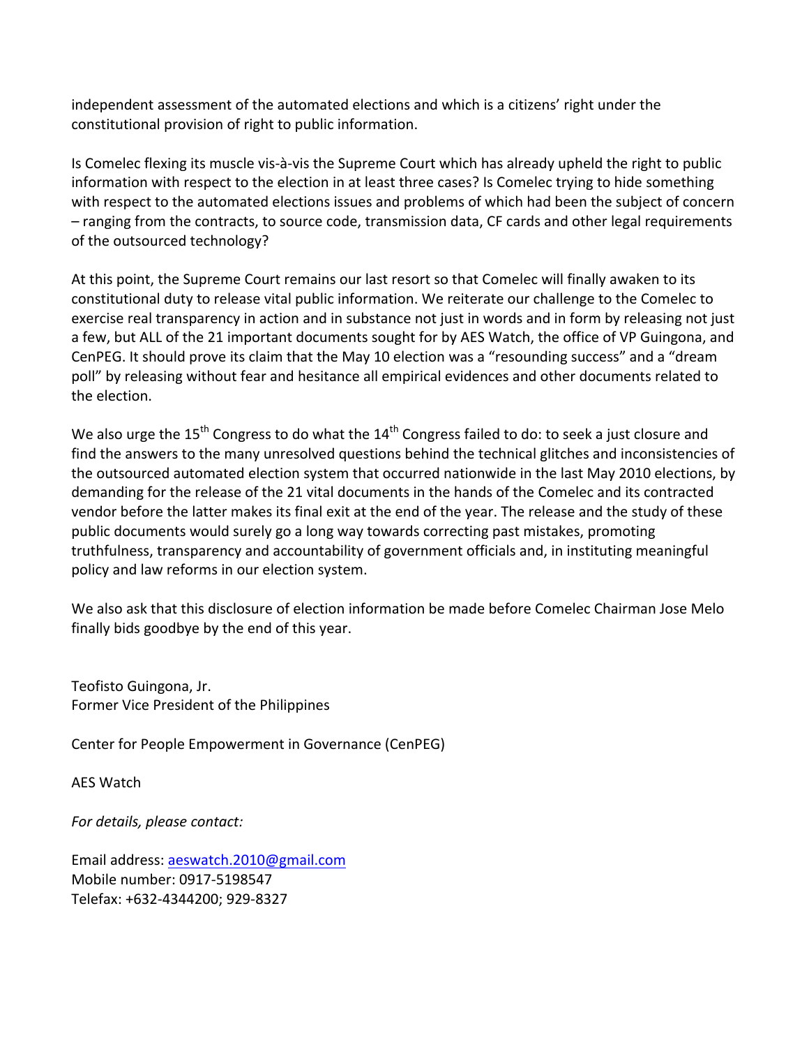independent assessment of the automated elections and which is a citizens' right under the constitutional provision of right to public information.

Is Comelec flexing its muscle vis-à-vis the Supreme Court which has already upheld the right to public information with respect to the election in at least three cases? Is Comelec trying to hide something with respect to the automated elections issues and problems of which had been the subject of concern – ranging from the contracts, to source code, transmission data, CF cards and other legal requirements of the outsourced technology?

At this point, the Supreme Court remains our last resort so that Comelec will finally awaken to its constitutional duty to release vital public information. We reiterate our challenge to the Comelec to exercise real transparency in action and in substance not just in words and in form by releasing not just a few, but ALL of the 21 important documents sought for by AES Watch, the office of VP Guingona, and CenPEG. It should prove its claim that the May 10 election was a "resounding success" and a "dream poll" by releasing without fear and hesitance all empirical evidences and other documents related to the election.

We also urge the 15th Congress to do what the 14th Congress failed to do: to seek a just closure and find the answers to the many unresolved questions behind the technical glitches and inconsistencies of the outsourced automated election system that occurred nationwide in the last May 2010 elections, by demanding for the release of the 21 vital documents in the hands of the Comelec and its contracted vendor before the latter makes its final exit at the end of the year. The release and the study of these public documents would surely go a long way towards correcting past mistakes, promoting truthfulness, transparency and accountability of government officials and, in instituting meaningful policy and law reforms in our election system.

We also ask that this disclosure of election information be made before Comelec Chairman Jose Melo finally bids goodbye by the end of this year.

Teofisto Guingona, Jr.
Former Vice President of the Philippines

Center for People Empowerment in Governance (CenPEG)

AES Watch

*For details, please contact:*

Email address: aeswatch.2010@gmail.com
Mobile number: 0917-5198547
Telefax: +632-4344200; 929-8327